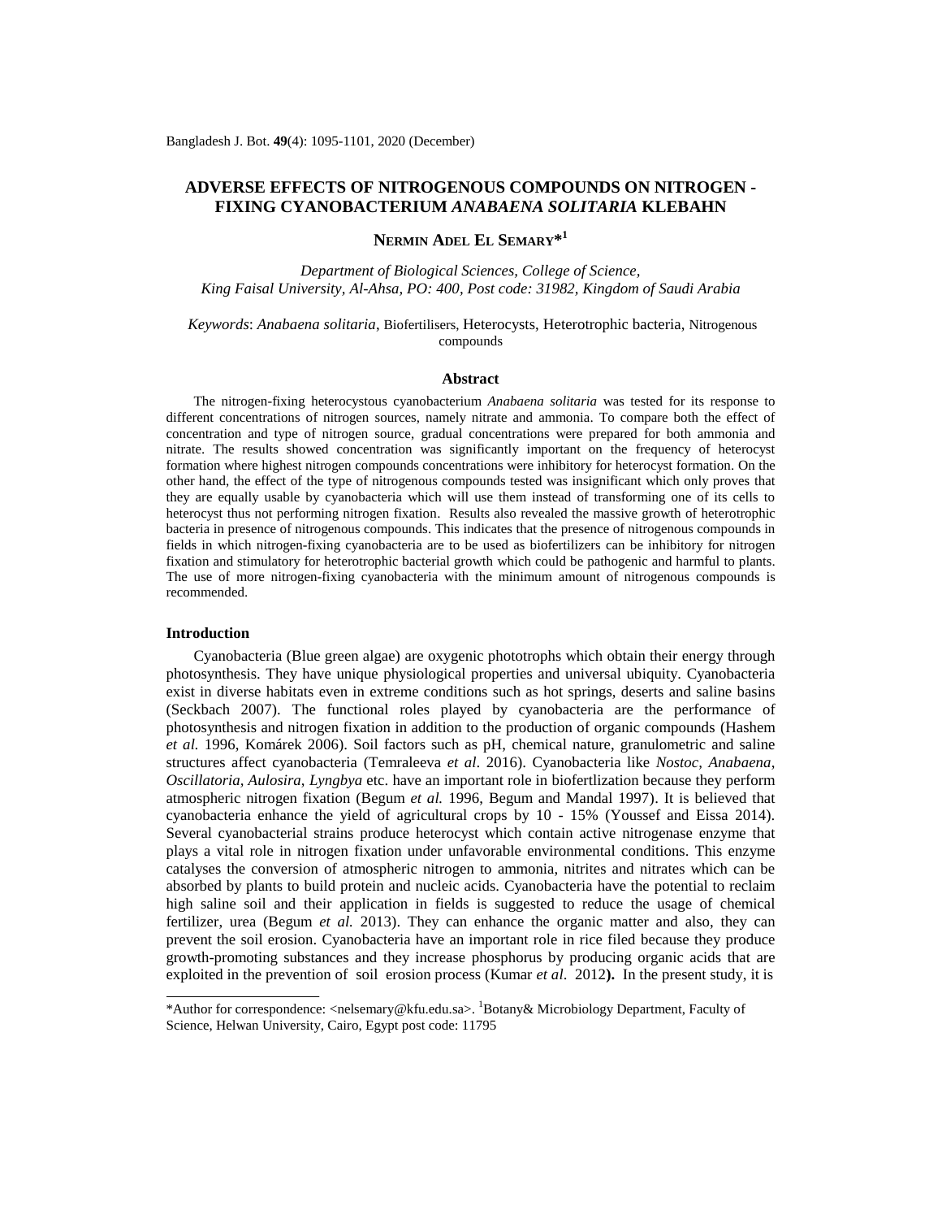# ADVERSE EFFECTS OF NITROGENOUS COMPOUNDS ON NITROGEN - FIXING CYANOBACTERIUM *ANABAENA SOLITARIA* KLEBAHN

**NERMIN ADEL EL SEMARY*[1]**

*Department of Biological Sciences, College of Science, King Faisal University, Al-Ahsa, PO: 400, Post code: 31982, Kingdom of Saudi Arabia*

*Keywords*: *Anabaena solitaria*, Biofertilisers, Heterocysts, Heterotrophic bacteria, Nitrogenous compounds

## Abstract

The nitrogen-fixing heterocystous cyanobacterium *Anabaena solitaria* was tested for its response to different concentrations of nitrogen sources, namely nitrate and ammonia. To compare both the effect of concentration and type of nitrogen source, gradual concentrations were prepared for both ammonia and nitrate. The results showed concentration was significantly important on the frequency of heterocyst formation where highest nitrogen compounds concentrations were inhibitory for heterocyst formation. On the other hand, the effect of the type of nitrogenous compounds tested was insignificant which only proves that they are equally usable by cyanobacteria which will use them instead of transforming one of its cells to heterocyst thus not performing nitrogen fixation. Results also revealed the massive growth of heterotrophic bacteria in presence of nitrogenous compounds. This indicates that the presence of nitrogenous compounds in fields in which nitrogen-fixing cyanobacteria are to be used as biofertilizers can be inhibitory for nitrogen fixation and stimulatory for heterotrophic bacterial growth which could be pathogenic and harmful to plants. The use of more nitrogen-fixing cyanobacteria with the minimum amount of nitrogenous compounds is recommended.

## Introduction

Cyanobacteria (Blue green algae) are oxygenic phototrophs which obtain their energy through photosynthesis. They have unique physiological properties and universal ubiquity. Cyanobacteria exist in diverse habitats even in extreme conditions such as hot springs, deserts and saline basins (Seckbach 2007). The functional roles played by cyanobacteria are the performance of photosynthesis and nitrogen fixation in addition to the production of organic compounds (Hashem *et al.* 1996, Komárek 2006). Soil factors such as pH, chemical nature, granulometric and saline structures affect cyanobacteria (Temraleeva *et al*. 2016). Cyanobacteria like *Nostoc, Anabaena, Oscillatoria, Aulosira, Lyngbya* etc. have an important role in biofertlization because they perform atmospheric nitrogen fixation (Begum *et al.* 1996, Begum and Mandal 1997). It is believed that cyanobacteria enhance the yield of agricultural crops by 10 - 15% (Youssef and Eissa 2014). Several cyanobacterial strains produce heterocyst which contain active nitrogenase enzyme that plays a vital role in nitrogen fixation under unfavorable environmental conditions. This enzyme catalyses the conversion of atmospheric nitrogen to ammonia, nitrites and nitrates which can be absorbed by plants to build protein and nucleic acids. Cyanobacteria have the potential to reclaim high saline soil and their application in fields is suggested to reduce the usage of chemical fertilizer, urea (Begum *et al.* 2013). They can enhance the organic matter and also, they can prevent the soil erosion. Cyanobacteria have an important role in rice filed because they produce growth-promoting substances and they increase phosphorus by producing organic acids that are exploited in the prevention of soil erosion process (Kumar *et al*. 2012**).** In the present study, it is

---

*Author for correspondence: <nelsemary@kfu.edu.sa>. [1]Botany& Microbiology Department, Faculty of Science, Helwan University, Cairo, Egypt post code: 11795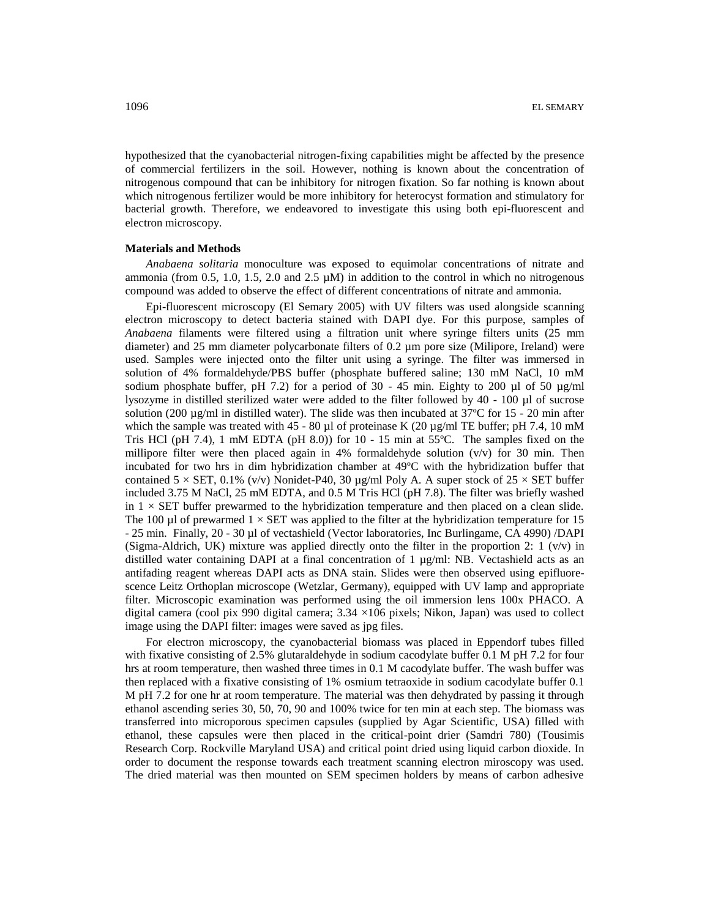hypothesized that the cyanobacterial nitrogen-fixing capabilities might be affected by the presence of commercial fertilizers in the soil. However, nothing is known about the concentration of nitrogenous compound that can be inhibitory for nitrogen fixation. So far nothing is known about which nitrogenous fertilizer would be more inhibitory for heterocyst formation and stimulatory for bacterial growth. Therefore, we endeavored to investigate this using both epi-fluorescent and electron microscopy.

## Materials and Methods

*Anabaena solitaria* monoculture was exposed to equimolar concentrations of nitrate and ammonia (from 0.5, 1.0, 1.5, 2.0 and 2.5 µM) in addition to the control in which no nitrogenous compound was added to observe the effect of different concentrations of nitrate and ammonia.

Epi-fluorescent microscopy (El Semary 2005) with UV filters was used alongside scanning electron microscopy to detect bacteria stained with DAPI dye. For this purpose, samples of *Anabaena* filaments were filtered using a filtration unit where syringe filters units (25 mm diameter) and 25 mm diameter polycarbonate filters of 0.2 µm pore size (Milipore, Ireland) were used. Samples were injected onto the filter unit using a syringe. The filter was immersed in solution of 4% formaldehyde/PBS buffer (phosphate buffered saline; 130 mM NaCl, 10 mM sodium phosphate buffer, pH 7.2) for a period of 30 - 45 min. Eighty to 200 µl of 50 µg/ml lysozyme in distilled sterilized water were added to the filter followed by 40 - 100 µl of sucrose solution (200 µg/ml in distilled water). The slide was then incubated at 37ºC for 15 - 20 min after which the sample was treated with 45 - 80 µl of proteinase K (20 µg/ml TE buffer; pH 7.4, 10 mM Tris HCl (pH 7.4), 1 mM EDTA (pH 8.0)) for 10 - 15 min at 55ºC. The samples fixed on the millipore filter were then placed again in 4% formaldehyde solution (v/v) for 30 min. Then incubated for two hrs in dim hybridization chamber at 49ºC with the hybridization buffer that contained 5 × SET, 0.1% (v/v) Nonidet-P40, 30 µg/ml Poly A. A super stock of 25 × SET buffer included 3.75 M NaCl, 25 mM EDTA, and 0.5 M Tris HCl (pH 7.8). The filter was briefly washed in 1 × SET buffer prewarmed to the hybridization temperature and then placed on a clean slide. The 100 µl of prewarmed 1 × SET was applied to the filter at the hybridization temperature for 15 - 25 min. Finally, 20 - 30 µl of vectashield (Vector laboratories, Inc Burlingame, CA 4990) /DAPI (Sigma-Aldrich, UK) mixture was applied directly onto the filter in the proportion 2: 1 (v/v) in distilled water containing DAPI at a final concentration of 1 µg/ml: NB. Vectashield acts as an antifading reagent whereas DAPI acts as DNA stain. Slides were then observed using epifluorescence Leitz Orthoplan microscope (Wetzlar, Germany), equipped with UV lamp and appropriate filter. Microscopic examination was performed using the oil immersion lens 100x PHACO. A digital camera (cool pix 990 digital camera; 3.34 ×106 pixels; Nikon, Japan) was used to collect image using the DAPI filter: images were saved as jpg files.

For electron microscopy, the cyanobacterial biomass was placed in Eppendorf tubes filled with fixative consisting of 2.5% glutaraldehyde in sodium cacodylate buffer 0.1 M pH 7.2 for four hrs at room temperature, then washed three times in 0.1 M cacodylate buffer. The wash buffer was then replaced with a fixative consisting of 1% osmium tetraoxide in sodium cacodylate buffer 0.1 M pH 7.2 for one hr at room temperature. The material was then dehydrated by passing it through ethanol ascending series 30, 50, 70, 90 and 100% twice for ten min at each step. The biomass was transferred into microporous specimen capsules (supplied by Agar Scientific, USA) filled with ethanol, these capsules were then placed in the critical-point drier (Samdri 780) (Tousimis Research Corp. Rockville Maryland USA) and critical point dried using liquid carbon dioxide. In order to document the response towards each treatment scanning electron miroscopy was used. The dried material was then mounted on SEM specimen holders by means of carbon adhesive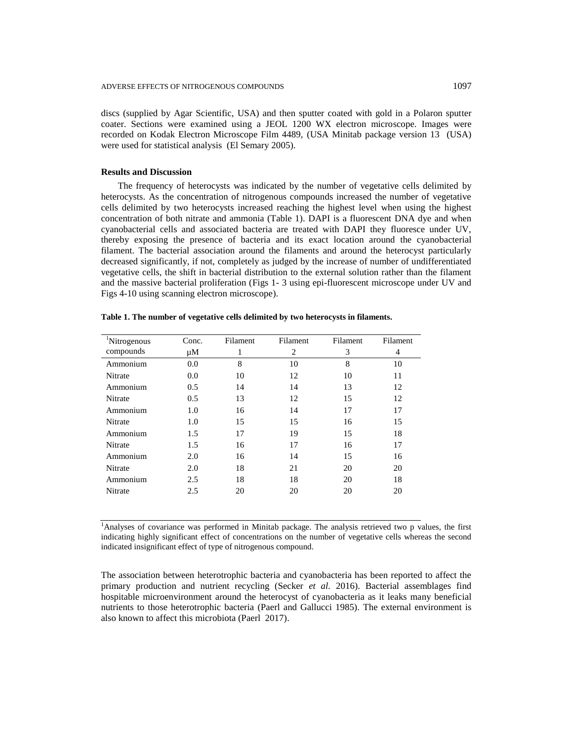discs (supplied by Agar Scientific, USA) and then sputter coated with gold in a Polaron sputter coater. Sections were examined using a JEOL 1200 WX electron microscope. Images were recorded on Kodak Electron Microscope Film 4489, (USA Minitab package version 13 (USA) were used for statistical analysis (El Semary 2005).

### Results and Discussion

The frequency of heterocysts was indicated by the number of vegetative cells delimited by heterocysts. As the concentration of nitrogenous compounds increased the number of vegetative cells delimited by two heterocysts increased reaching the highest level when using the highest concentration of both nitrate and ammonia (Table 1). DAPI is a fluorescent DNA dye and when cyanobacterial cells and associated bacteria are treated with DAPI they fluoresce under UV, thereby exposing the presence of bacteria and its exact location around the cyanobacterial filament. The bacterial association around the filaments and around the heterocyst particularly decreased significantly, if not, completely as judged by the increase of number of undifferentiated vegetative cells, the shift in bacterial distribution to the external solution rather than the filament and the massive bacterial proliferation (Figs 1- 3 using epi-fluorescent microscope under UV and Figs 4-10 using scanning electron microscope).

**Table 1. The number of vegetative cells delimited by two heterocysts in filaments.**

| [1]Nitrogenous compounds | Conc. μM | Filament 1 | Filament 2 | Filament 3 | Filament 4 |
|---|---|---|---|---|---|
| Ammonium | 0.0 | 8 | 10 | 8 | 10 |
| Nitrate | 0.0 | 10 | 12 | 10 | 11 |
| Ammonium | 0.5 | 14 | 14 | 13 | 12 |
| Nitrate | 0.5 | 13 | 12 | 15 | 12 |
| Ammonium | 1.0 | 16 | 14 | 17 | 17 |
| Nitrate | 1.0 | 15 | 15 | 16 | 15 |
| Ammonium | 1.5 | 17 | 19 | 15 | 18 |
| Nitrate | 1.5 | 16 | 17 | 16 | 17 |
| Ammonium | 2.0 | 16 | 14 | 15 | 16 |
| Nitrate | 2.0 | 18 | 21 | 20 | 20 |
| Ammonium | 2.5 | 18 | 18 | 20 | 18 |
| Nitrate | 2.5 | 20 | 20 | 20 | 20 |

[1]Analyses of covariance was performed in Minitab package. The analysis retrieved two p values, the first indicating highly significant effect of concentrations on the number of vegetative cells whereas the second indicated insignificant effect of type of nitrogenous compound.

The association between heterotrophic bacteria and cyanobacteria has been reported to affect the primary production and nutrient recycling (Secker *et al.* 2016). Bacterial assemblages find hospitable microenvironment around the heterocyst of cyanobacteria as it leaks many beneficial nutrients to those heterotrophic bacteria (Paerl and Gallucci 1985). The external environment is also known to affect this microbiota (Paerl 2017).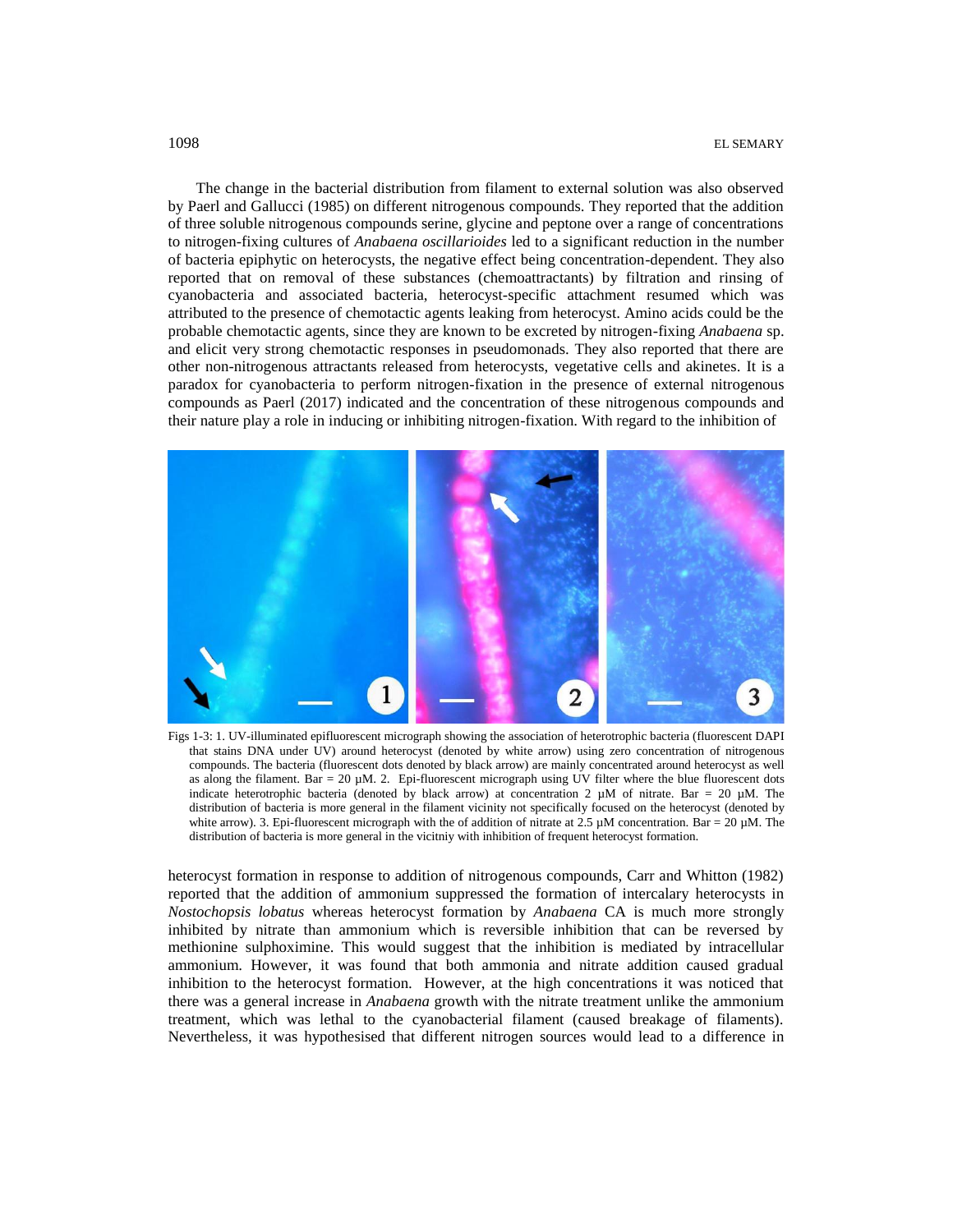The change in the bacterial distribution from filament to external solution was also observed by Paerl and Gallucci (1985) on different nitrogenous compounds. They reported that the addition of three soluble nitrogenous compounds serine, glycine and peptone over a range of concentrations to nitrogen-fixing cultures of *Anabaena oscillarioides* led to a significant reduction in the number of bacteria epiphytic on heterocysts, the negative effect being concentration-dependent. They also reported that on removal of these substances (chemoattractants) by filtration and rinsing of cyanobacteria and associated bacteria, heterocyst-specific attachment resumed which was attributed to the presence of chemotactic agents leaking from heterocyst. Amino acids could be the probable chemotactic agents, since they are known to be excreted by nitrogen-fixing *Anabaena* sp. and elicit very strong chemotactic responses in pseudomonads. They also reported that there are other non-nitrogenous attractants released from heterocysts, vegetative cells and akinetes. It is a paradox for cyanobacteria to perform nitrogen-fixation in the presence of external nitrogenous compounds as Paerl (2017) indicated and the concentration of these nitrogenous compounds and their nature play a role in inducing or inhibiting nitrogen-fixation. With regard to the inhibition of

Figs 1-3: 1. UV-illuminated epifluorescent micrograph showing the association of heterotrophic bacteria (fluorescent DAPI that stains DNA under UV) around heterocyst (denoted by white arrow) using zero concentration of nitrogenous compounds. The bacteria (fluorescent dots denoted by black arrow) are mainly concentrated around heterocyst as well as along the filament. Bar = 20 µM. 2. Epi-fluorescent micrograph using UV filter where the blue fluorescent dots indicate heterotrophic bacteria (denoted by black arrow) at concentration 2 µM of nitrate. Bar = 20 µM. The distribution of bacteria is more general in the filament vicinity not specifically focused on the heterocyst (denoted by white arrow). 3. Epi-fluorescent micrograph with the of addition of nitrate at 2.5 µM concentration. Bar = 20 µM. The distribution of bacteria is more general in the vicitniy with inhibition of frequent heterocyst formation.

heterocyst formation in response to addition of nitrogenous compounds, Carr and Whitton (1982) reported that the addition of ammonium suppressed the formation of intercalary heterocysts in *Nostochopsis lobatus* whereas heterocyst formation by *Anabaena* CA is much more strongly inhibited by nitrate than ammonium which is reversible inhibition that can be reversed by methionine sulphoximine. This would suggest that the inhibition is mediated by intracellular ammonium. However, it was found that both ammonia and nitrate addition caused gradual inhibition to the heterocyst formation. However, at the high concentrations it was noticed that there was a general increase in *Anabaena* growth with the nitrate treatment unlike the ammonium treatment, which was lethal to the cyanobacterial filament (caused breakage of filaments). Nevertheless, it was hypothesised that different nitrogen sources would lead to a difference in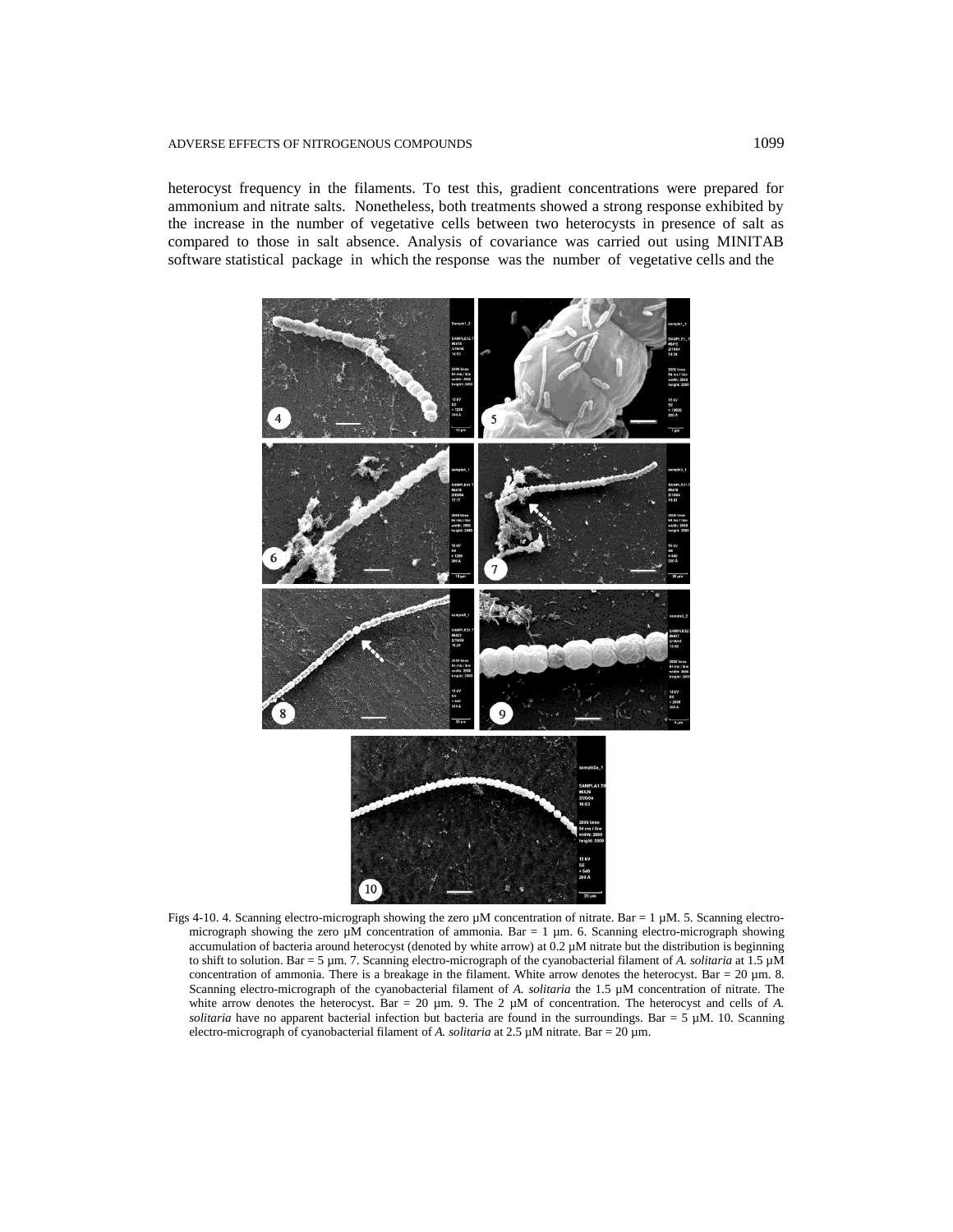heterocyst frequency in the filaments. To test this, gradient concentrations were prepared for ammonium and nitrate salts. Nonetheless, both treatments showed a strong response exhibited by the increase in the number of vegetative cells between two heterocysts in presence of salt as compared to those in salt absence. Analysis of covariance was carried out using MINITAB software statistical package in which the response was the number of vegetative cells and the

Figs 4-10. 4. Scanning electro-micrograph showing the zero µM concentration of nitrate. Bar = 1 µM. 5. Scanning electro-micrograph showing the zero µM concentration of ammonia. Bar = 1 µm. 6. Scanning electro-micrograph showing accumulation of bacteria around heterocyst (denoted by white arrow) at 0.2 µM nitrate but the distribution is beginning to shift to solution. Bar = 5 µm. 7. Scanning electro-micrograph of the cyanobacterial filament of *A. solitaria* at 1.5 µM concentration of ammonia. There is a breakage in the filament. White arrow denotes the heterocyst. Bar = 20 µm. 8. Scanning electro-micrograph of the cyanobacterial filament of *A. solitaria* the 1.5 µM concentration of nitrate. The white arrow denotes the heterocyst. Bar = 20 µm. 9. The 2 µM of concentration. The heterocyst and cells of *A. solitaria* have no apparent bacterial infection but bacteria are found in the surroundings. Bar = 5 µM. 10. Scanning electro-micrograph of cyanobacterial filament of *A. solitaria* at 2.5 µM nitrate. Bar = 20 µm.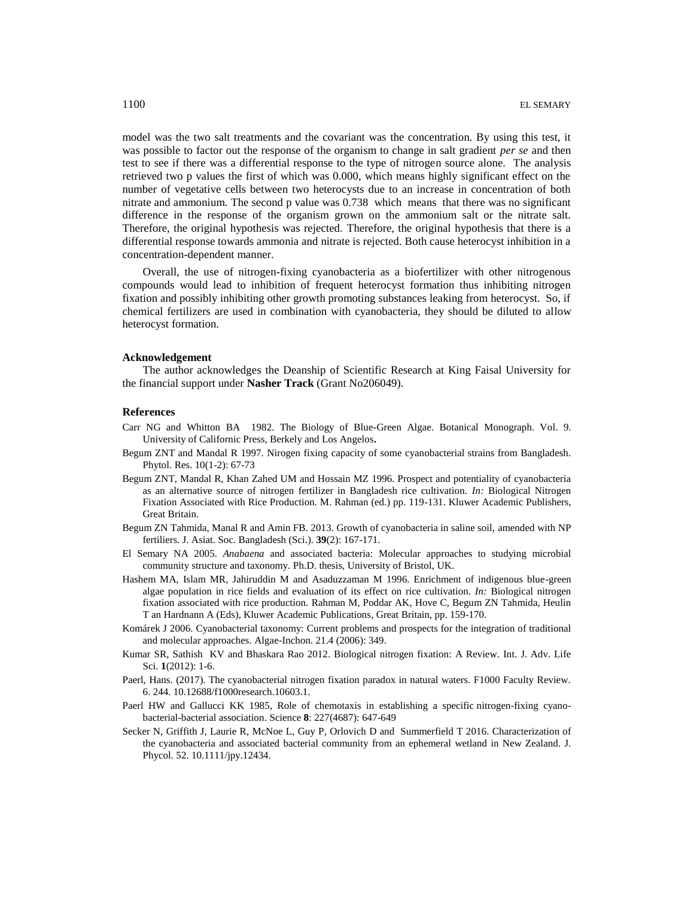model was the two salt treatments and the covariant was the concentration. By using this test, it was possible to factor out the response of the organism to change in salt gradient *per se* and then test to see if there was a differential response to the type of nitrogen source alone. The analysis retrieved two p values the first of which was 0.000, which means highly significant effect on the number of vegetative cells between two heterocysts due to an increase in concentration of both nitrate and ammonium. The second p value was 0.738 which means that there was no significant difference in the response of the organism grown on the ammonium salt or the nitrate salt. Therefore, the original hypothesis was rejected. Therefore, the original hypothesis that there is a differential response towards ammonia and nitrate is rejected. Both cause heterocyst inhibition in a concentration-dependent manner.

Overall, the use of nitrogen-fixing cyanobacteria as a biofertilizer with other nitrogenous compounds would lead to inhibition of frequent heterocyst formation thus inhibiting nitrogen fixation and possibly inhibiting other growth promoting substances leaking from heterocyst. So, if chemical fertilizers are used in combination with cyanobacteria, they should be diluted to allow heterocyst formation.

### Acknowledgement

The author acknowledges the Deanship of Scientific Research at King Faisal University for the financial support under **Nasher Track** (Grant No206049).

### References

Carr NG and Whitton BA 1982. The Biology of Blue-Green Algae. Botanical Monograph. Vol. 9. University of Californic Press, Berkely and Los Angelos**.**

Begum ZNT and Mandal R 1997. Nirogen fixing capacity of some cyanobacterial strains from Bangladesh. Phytol. Res. 10(1-2): 67-73

Begum ZNT, Mandal R, Khan Zahed UM and Hossain MZ 1996. Prospect and potentiality of cyanobacteria as an alternative source of nitrogen fertilizer in Bangladesh rice cultivation. *In:* Biological Nitrogen Fixation Associated with Rice Production. M. Rahman (ed.) pp. 119-131. Kluwer Academic Publishers, Great Britain.

Begum ZN Tahmida, Manal R and Amin FB. 2013. Growth of cyanobacteria in saline soil, amended with NP fertiliers. J. Asiat. Soc. Bangladesh (Sci.). **39**(2): 167-171.

El Semary NA 2005. *Anabaena* and associated bacteria: Molecular approaches to studying microbial community structure and taxonomy. Ph.D. thesis, University of Bristol, UK.

Hashem MA, Islam MR, Jahiruddin M and Asaduzzaman M 1996. Enrichment of indigenous blue-green algae population in rice fields and evaluation of its effect on rice cultivation. *In:* Biological nitrogen fixation associated with rice production. Rahman M, Poddar AK, Hove C, Begum ZN Tahmida, Heulin T an Hardnann A (Eds), Kluwer Academic Publications, Great Britain, pp. 159-170.

Komárek J 2006. Cyanobacterial taxonomy: Current problems and prospects for the integration of traditional and molecular approaches. Algae-Inchon. 21.4 (2006): 349.

Kumar SR, Sathish KV and Bhaskara Rao 2012. Biological nitrogen fixation: A Review. Int. J. Adv. Life Sci. **1**(2012): 1-6.

Paerl, Hans. (2017). The cyanobacterial nitrogen fixation paradox in natural waters. F1000 Faculty Review. 6. 244. 10.12688/f1000research.10603.1.

Paerl HW and Gallucci KK 1985, Role of chemotaxis in establishing a specific nitrogen-fixing cyano-bacterial-bacterial association. Science **8**: 227(4687): 647-649

Secker N, Griffith J, Laurie R, McNoe L, Guy P, Orlovich D and Summerfield T 2016. Characterization of the cyanobacteria and associated bacterial community from an ephemeral wetland in New Zealand. J. Phycol. 52. 10.1111/jpy.12434.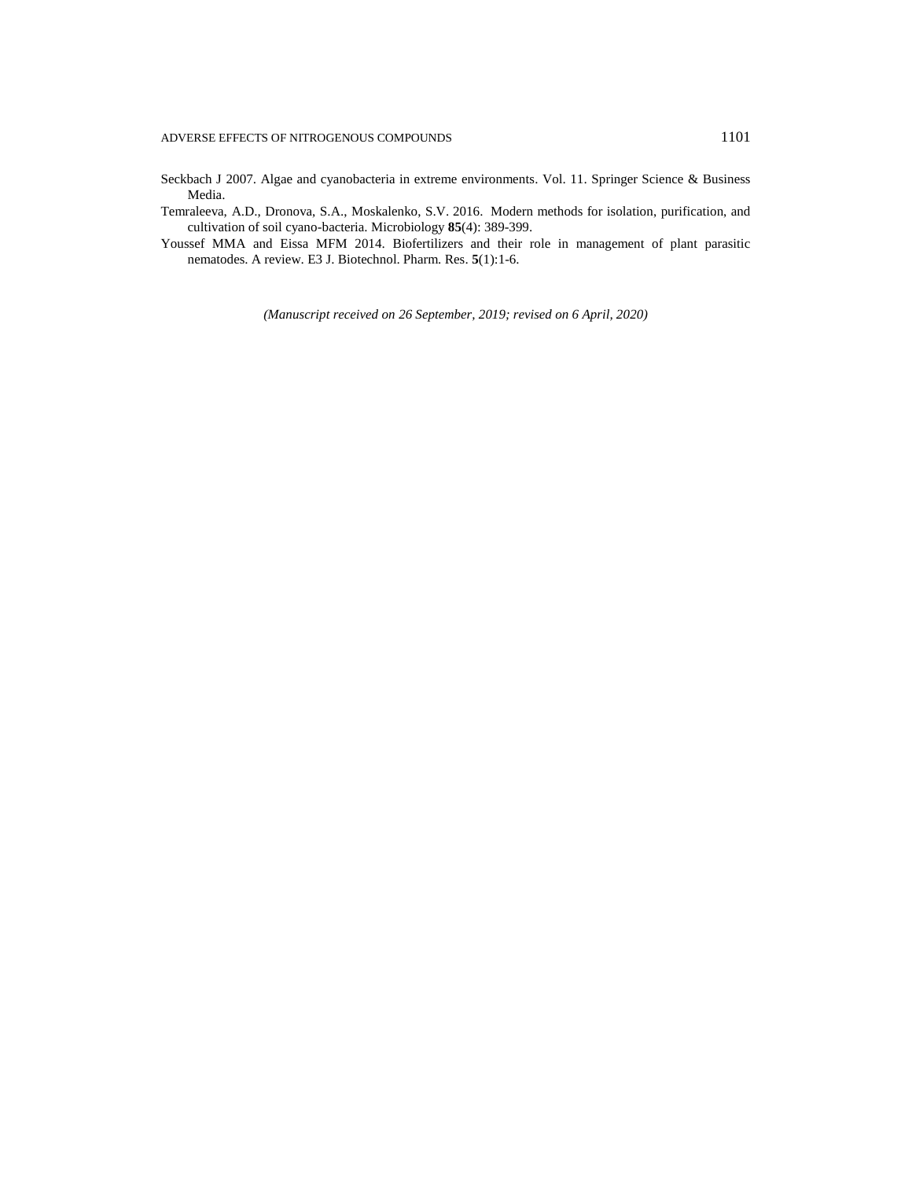Seckbach J 2007. Algae and cyanobacteria in extreme environments. Vol. 11. Springer Science & Business Media.

Temraleeva, A.D., Dronova, S.A., Moskalenko, S.V. 2016. Modern methods for isolation, purification, and cultivation of soil cyano-bacteria. Microbiology **85**(4): 389-399.

Youssef MMA and Eissa MFM 2014. Biofertilizers and their role in management of plant parasitic nematodes. A review. E3 J. Biotechnol. Pharm. Res. **5**(1):1-6.

*(Manuscript received on 26 September, 2019; revised on 6 April, 2020)*